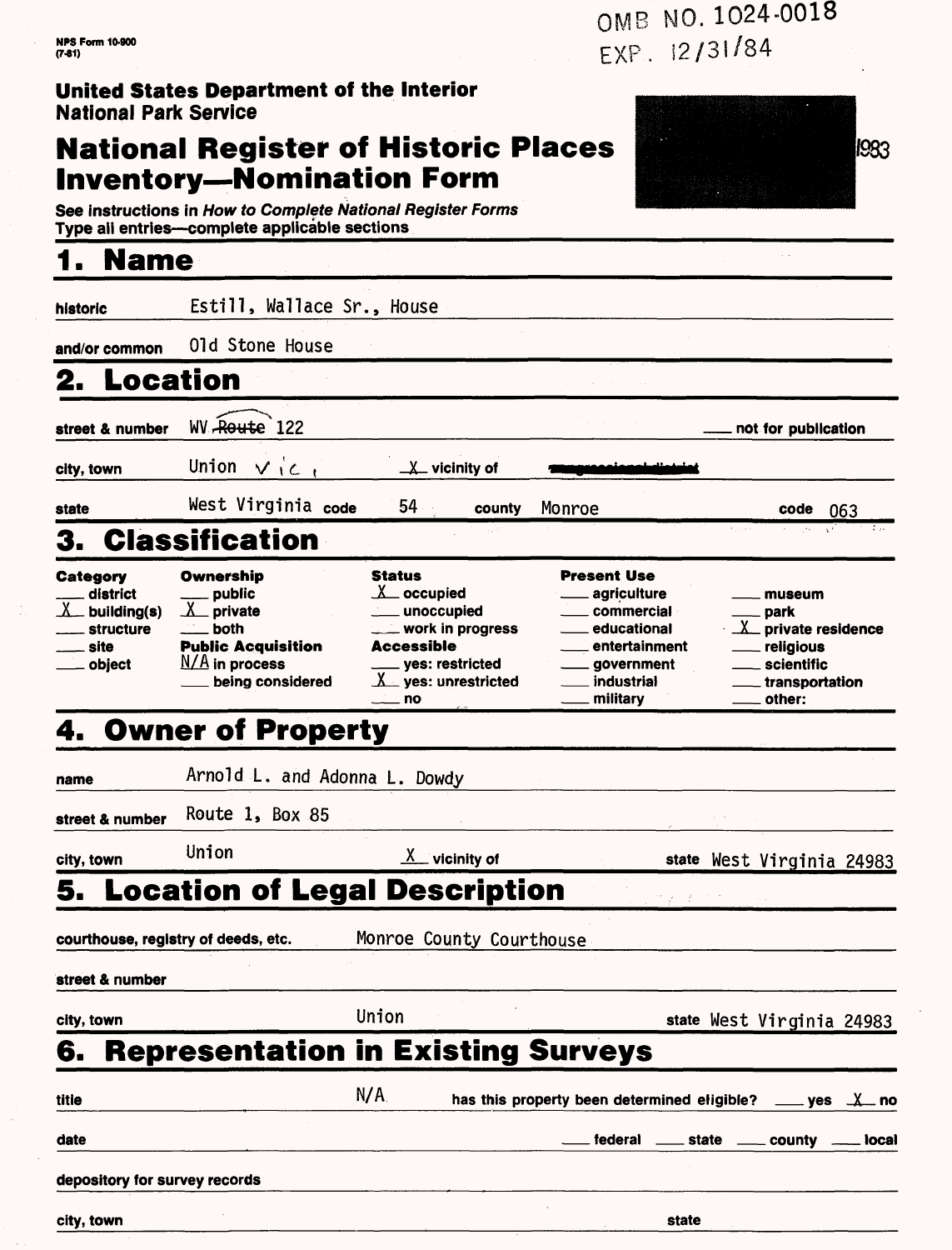NPS Form 10-900
(7-81)

OMB NO. 1024-0018
EXP. 12/31/84

**United States Department of the Interior**
**National Park Service**

# National Register of Historic Places Inventory—Nomination Form

1983

See instructions in *How to Complete National Register Forms*
Type all entries—complete applicable sections

## 1. Name

historic: Estill, Wallace Sr., House

and/or common: Old Stone House

## 2. Location

street & number: WV ~~Route~~ 122 — not for publication

city, town: Union vic. — X vicinity of

state: West Virginia — code: 54 — county: Monroe — code: 063

## 3. Classification

| Category | Ownership | Status | Present Use | |
|---|---|---|---|---|
| ___ district | ___ public | X occupied | ___ agriculture | ___ museum |
| X building(s) | X private | ___ unoccupied | ___ commercial | ___ park |
| ___ structure | ___ both | ___ work in progress | ___ educational | X private residence |
| ___ site | **Public Acquisition** | **Accessible** | ___ entertainment | ___ religious |
| ___ object | N/A in process | ___ yes: restricted | ___ government | ___ scientific |
| | ___ being considered | X yes: unrestricted | ___ industrial | ___ transportation |
| | | ___ no | ___ military | ___ other: |

## 4. Owner of Property

name: Arnold L. and Adonna L. Dowdy

street & number: Route 1, Box 85

city, town: Union — X vicinity of — state: West Virginia 24983

## 5. Location of Legal Description

courthouse, registry of deeds, etc.: Monroe County Courthouse

street & number:

city, town: Union — state: West Virginia 24983

## 6. Representation in Existing Surveys

title: N/A — has this property been determined eligible? ___ yes X no

date: ___ federal ___ state ___ county ___ local

depository for survey records:

city, town: — state: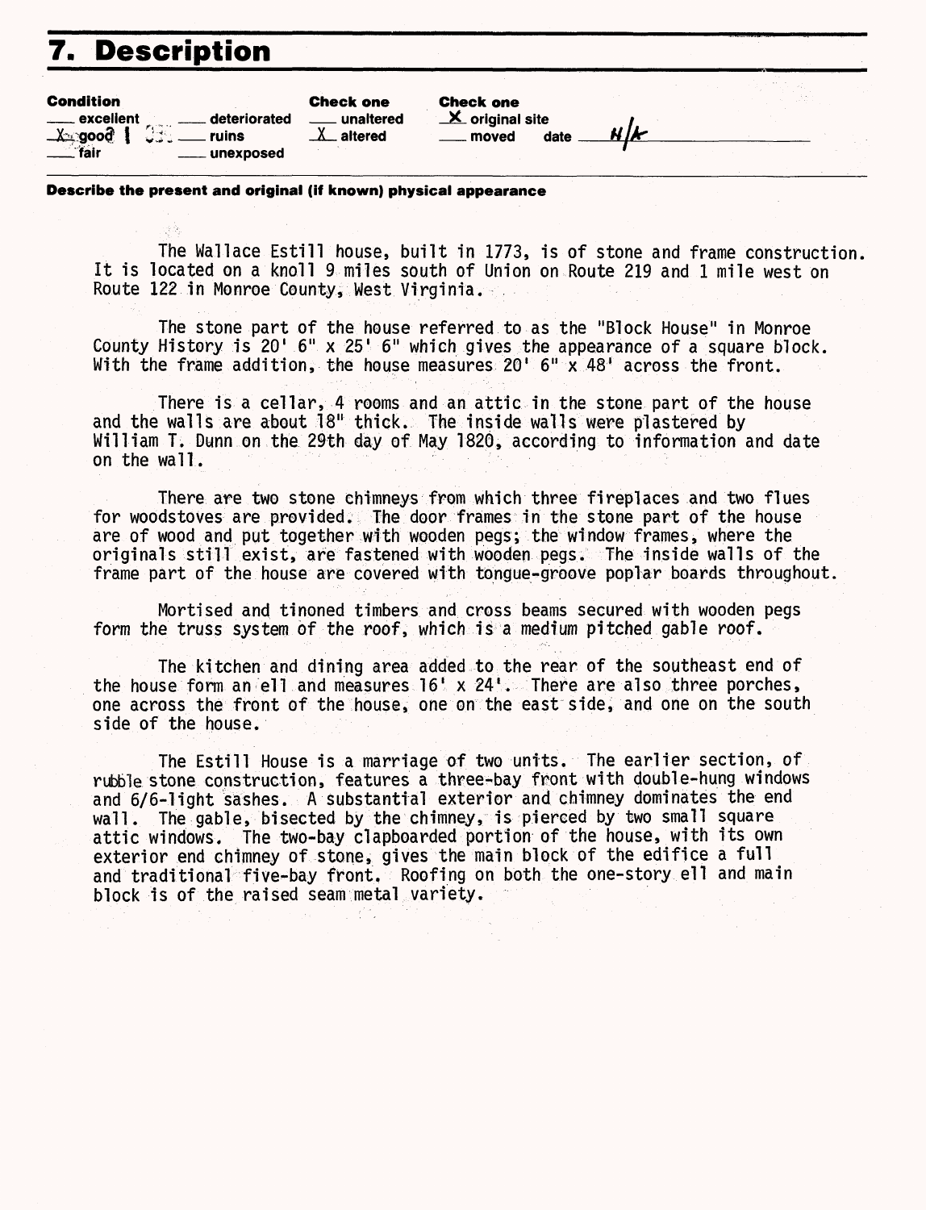# 7. Description

| Condition | | Check one | Check one |
|---|---|---|---|
| ___ excellent | ___ deteriorated | ___ unaltered | X original site |
| X good | ___ ruins | X altered | ___ moved date N/A |
| ___ fair | ___ unexposed | | |

**Describe the present and original (if known) physical appearance**

The Wallace Estill house, built in 1773, is of stone and frame construction. It is located on a knoll 9 miles south of Union on Route 219 and 1 mile west on Route 122 in Monroe County, West Virginia.

The stone part of the house referred to as the "Block House" in Monroe County History is 20' 6" x 25' 6" which gives the appearance of a square block. With the frame addition, the house measures 20' 6" x 48' across the front.

There is a cellar, 4 rooms and an attic in the stone part of the house and the walls are about 18" thick. The inside walls were plastered by William T. Dunn on the 29th day of May 1820, according to information and date on the wall.

There are two stone chimneys from which three fireplaces and two flues for woodstoves are provided. The door frames in the stone part of the house are of wood and put together with wooden pegs; the window frames, where the originals still exist, are fastened with wooden pegs. The inside walls of the frame part of the house are covered with tongue-groove poplar boards throughout.

Mortised and tinoned timbers and cross beams secured with wooden pegs form the truss system of the roof, which is a medium pitched gable roof.

The kitchen and dining area added to the rear of the southeast end of the house form an ell and measures 16' x 24'. There are also three porches, one across the front of the house, one on the east side, and one on the south side of the house.

The Estill House is a marriage of two units. The earlier section, of rubble stone construction, features a three-bay front with double-hung windows and 6/6-light sashes. A substantial exterior and chimney dominates the end wall. The gable, bisected by the chimney, is pierced by two small square attic windows. The two-bay clapboarded portion of the house, with its own exterior end chimney of stone, gives the main block of the edifice a full and traditional five-bay front. Roofing on both the one-story ell and main block is of the raised seam metal variety.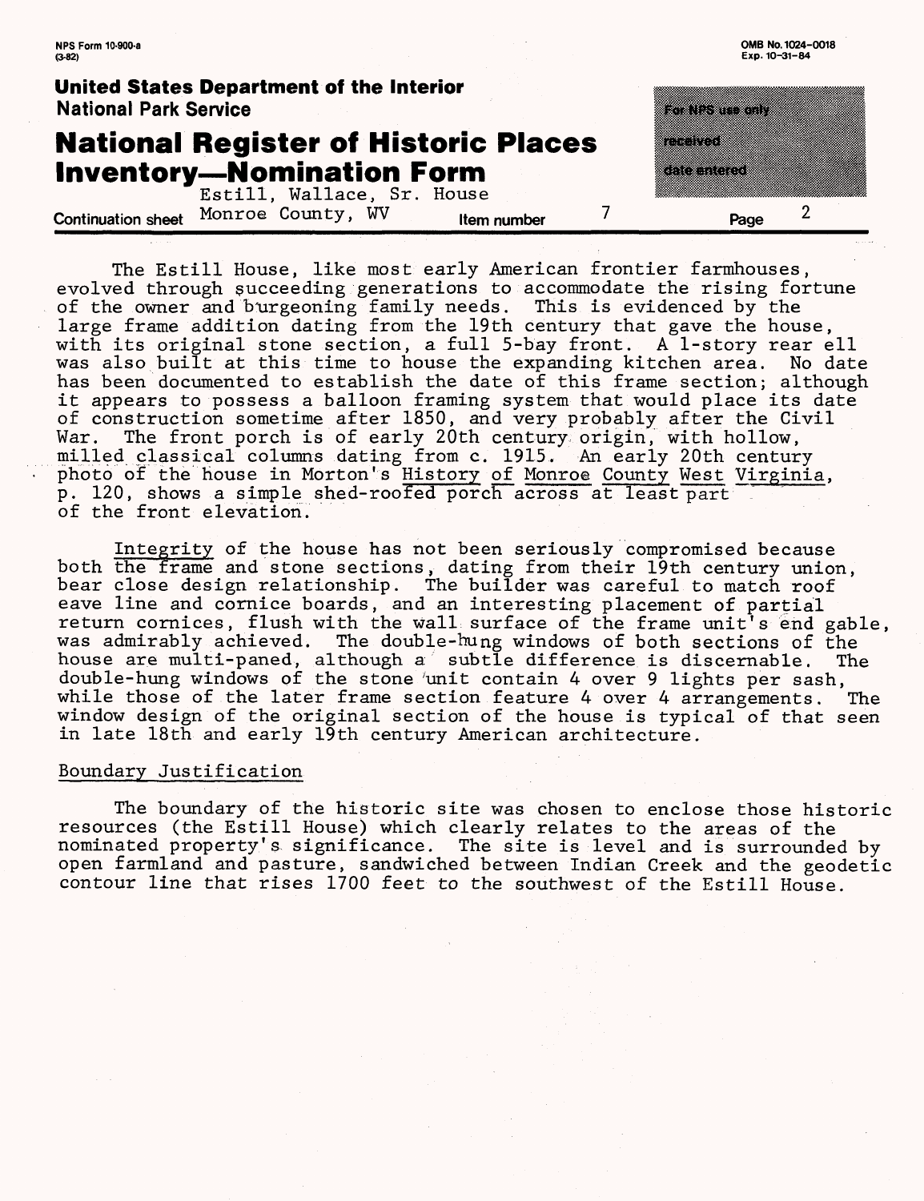Estill, Wallace, Sr. House
Monroe County, WV — Item number 7

The Estill House, like most early American frontier farmhouses, evolved through succeeding generations to accommodate the rising fortune of the owner and burgeoning family needs. This is evidenced by the large frame addition dating from the 19th century that gave the house, with its original stone section, a full 5-bay front. A 1-story rear ell was also built at this time to house the expanding kitchen area. No date has been documented to establish the date of this frame section; although it appears to possess a balloon framing system that would place its date of construction sometime after 1850, and very probably after the Civil War. The front porch is of early 20th century origin, with hollow, milled classical columns dating from c. 1915. An early 20th century photo of the house in Morton's History of Monroe County West Virginia, p. 120, shows a simple shed-roofed porch across at least part of the front elevation.

Integrity of the house has not been seriously compromised because both the frame and stone sections, dating from their 19th century union, bear close design relationship. The builder was careful to match roof eave line and cornice boards, and an interesting placement of partial return cornices, flush with the wall surface of the frame unit's end gable, was admirably achieved. The double-hung windows of both sections of the house are multi-paned, although a subtle difference is discernable. The double-hung windows of the stone unit contain 4 over 9 lights per sash, while those of the later frame section feature 4 over 4 arrangements. The window design of the original section of the house is typical of that seen in late 18th and early 19th century American architecture.

## Boundary Justification

The boundary of the historic site was chosen to enclose those historic resources (the Estill House) which clearly relates to the areas of the nominated property's significance. The site is level and is surrounded by open farmland and pasture, sandwiched between Indian Creek and the geodetic contour line that rises 1700 feet to the southwest of the Estill House.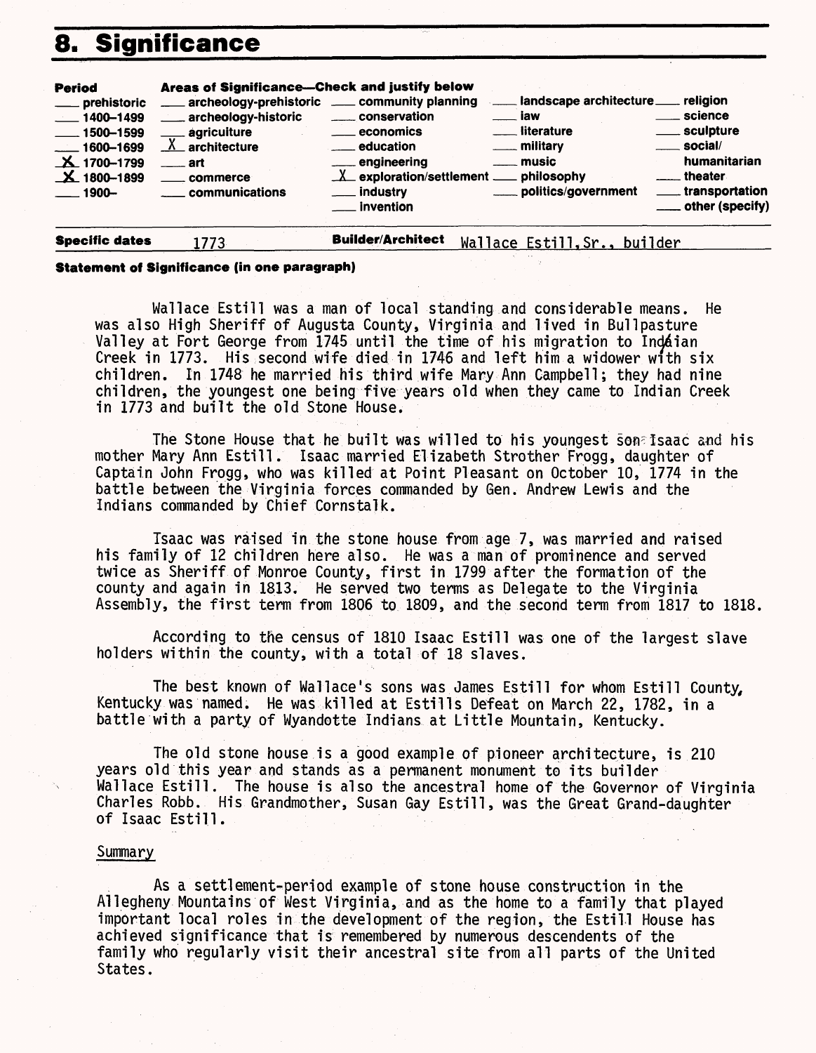# 8. Significance

| Period | Areas of Significance—Check and justify below | | | |
|---|---|---|---|---|
| ___ prehistoric | ___ archeology-prehistoric | ___ community planning | ___ landscape architecture | ___ religion |
| ___ 1400–1499 | ___ archeology-historic | ___ conservation | ___ law | ___ science |
| ___ 1500–1599 | ___ agriculture | ___ economics | ___ literature | ___ sculpture |
| ___ 1600–1699 | X architecture | ___ education | ___ military | ___ social/humanitarian |
| X 1700–1799 | ___ art | ___ engineering | ___ music | ___ theater |
| X 1800–1899 | ___ commerce | X exploration/settlement | ___ philosophy | ___ transportation |
| ___ 1900– | ___ communications | ___ industry | ___ politics/government | ___ other (specify) |
| | | ___ invention | | |

**Specific dates** 1773 **Builder/Architect** Wallace Estill, Sr., builder

**Statement of Significance (in one paragraph)**

Wallace Estill was a man of local standing and considerable means. He was also High Sheriff of Augusta County, Virginia and lived in Bullpasture Valley at Fort George from 1745 until the time of his migration to Indian Creek in 1773. His second wife died in 1746 and left him a widower with six children. In 1748 he married his third wife Mary Ann Campbell; they had nine children, the youngest one being five years old when they came to Indian Creek in 1773 and built the old Stone House.

The Stone House that he built was willed to his youngest son Isaac and his mother Mary Ann Estill. Isaac married Elizabeth Strother Frogg, daughter of Captain John Frogg, who was killed at Point Pleasant on October 10, 1774 in the battle between the Virginia forces commanded by Gen. Andrew Lewis and the Indians commanded by Chief Cornstalk.

Isaac was raised in the stone house from age 7, was married and raised his family of 12 children here also. He was a man of prominence and served twice as Sheriff of Monroe County, first in 1799 after the formation of the county and again in 1813. He served two terms as Delegate to the Virginia Assembly, the first term from 1806 to 1809, and the second term from 1817 to 1818.

According to the census of 1810 Isaac Estill was one of the largest slave holders within the county, with a total of 18 slaves.

The best known of Wallace's sons was James Estill for whom Estill County, Kentucky was named. He was killed at Estills Defeat on March 22, 1782, in a battle with a party of Wyandotte Indians at Little Mountain, Kentucky.

The old stone house is a good example of pioneer architecture, is 210 years old this year and stands as a permanent monument to its builder Wallace Estill. The house is also the ancestral home of the Governor of Virginia Charles Robb. His Grandmother, Susan Gay Estill, was the Great Grand-daughter of Isaac Estill.

Summary

As a settlement-period example of stone house construction in the Allegheny Mountains of West Virginia, and as the home to a family that played important local roles in the development of the region, the Estill House has achieved significance that is remembered by numerous descendents of the family who regularly visit their ancestral site from all parts of the United States.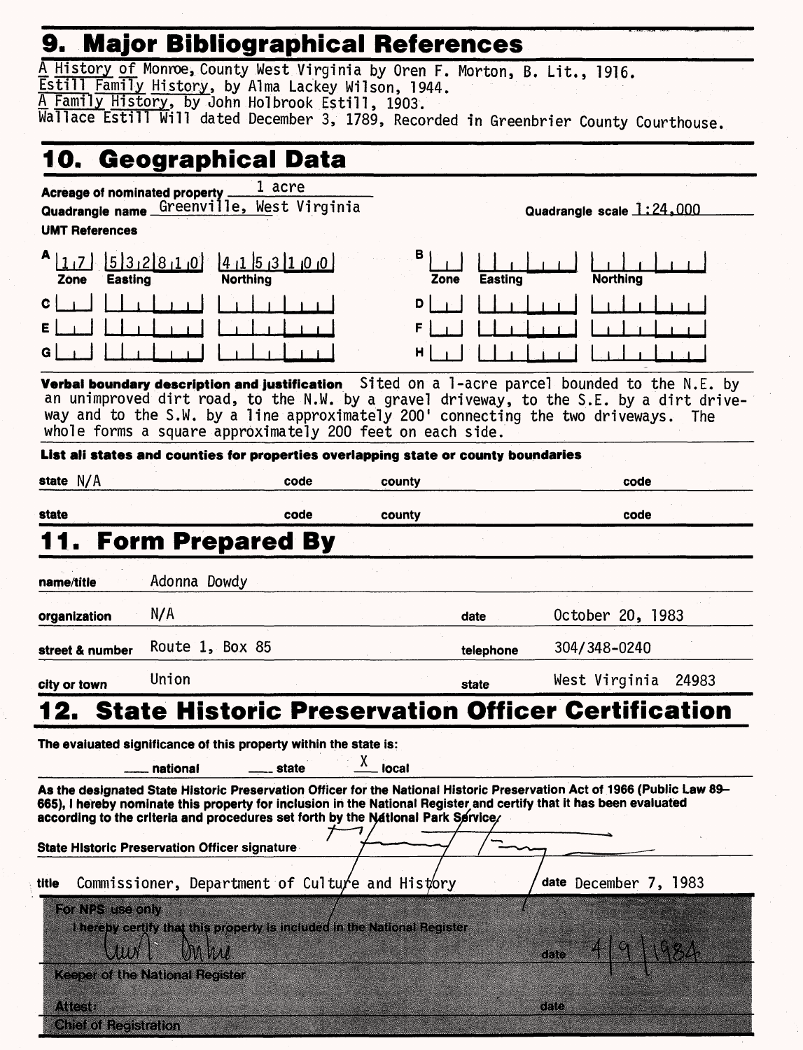## 9. Major Bibliographical References

A History of Monroe, County West Virginia by Oren F. Morton, B. Lit., 1916.
Estill Family History, by Alma Lackey Wilson, 1944.
A Family History, by John Holbrook Estill, 1903.
Wallace Estill Will dated December 3, 1789, Recorded in Greenbrier County Courthouse.

## 10. Geographical Data

**Acreage of nominated property** 1 acre
**Quadrangle name** Greenville, West Virginia **Quadrangle scale** 1:24,000
**UMT References**

| | Zone | Easting | Northing |
|---|---|---|---|
| A | 17 | 532810 | 4153100 |
| B | | | |
| C | | | |
| D | | | |
| E | | | |
| F | | | |
| G | | | |
| H | | | |

**Verbal boundary description and justification** Sited on a 1-acre parcel bounded to the N.E. by an unimproved dirt road, to the N.W. by a gravel driveway, to the S.E. by a dirt driveway and to the S.W. by a line approximately 200' connecting the two driveways. The whole forms a square approximately 200 feet on each side.

**List all states and counties for properties overlapping state or county boundaries**

| state | code | county | code |
|---|---|---|---|
| N/A | | | |
| | | | |

## 11. Form Prepared By

**name/title** Adonna Dowdy
**organization** N/A **date** October 20, 1983
**street & number** Route 1, Box 85 **telephone** 304/348-0240
**city or town** Union **state** West Virginia 24983

## 12. State Historic Preservation Officer Certification

**The evaluated significance of this property within the state is:**

___ national ___ state X local

**As the designated State Historic Preservation Officer for the National Historic Preservation Act of 1966 (Public Law 89-665), I hereby nominate this property for inclusion in the National Register and certify that it has been evaluated according to the criteria and procedures set forth by the National Park Service.**

**State Historic Preservation Officer signature** [signature]

**title** Commissioner, Department of Culture and History **date** December 7, 1983

**For NPS use only**
I hereby certify that this property is included in the National Register
[signature] **date** 4/9/1984
**Keeper of the National Register**

**Attest:** **date**
**Chief of Registration**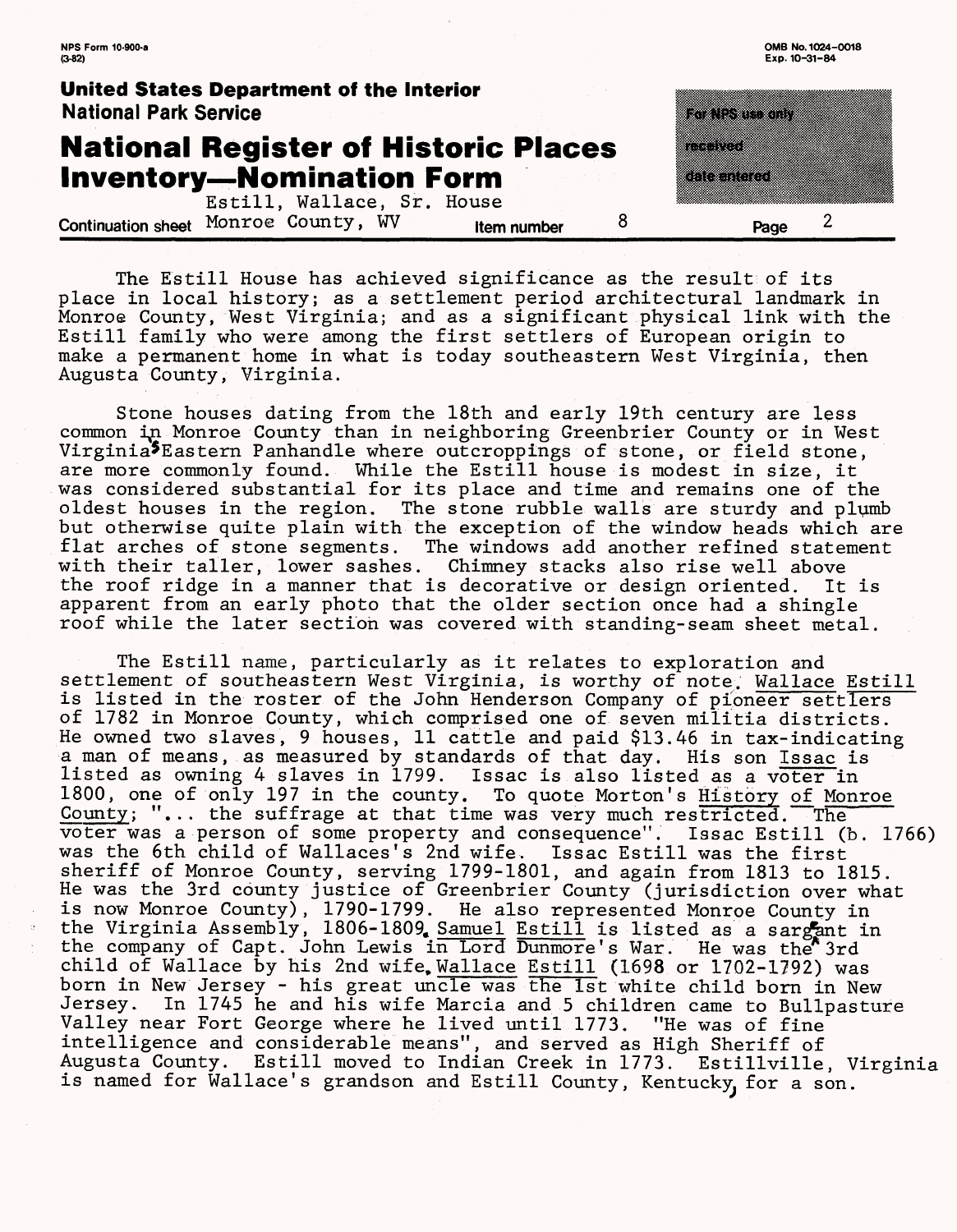The Estill House has achieved significance as the result of its place in local history; as a settlement period architectural landmark in Monroe County, West Virginia; and as a significant physical link with the Estill family who were among the first settlers of European origin to make a permanent home in what is today southeastern West Virginia, then Augusta County, Virginia.

Stone houses dating from the 18th and early 19th century are less common in Monroe County than in neighboring Greenbrier County or in West Virginia's Eastern Panhandle where outcroppings of stone, or field stone, are more commonly found. While the Estill house is modest in size, it was considered substantial for its place and time and remains one of the oldest houses in the region. The stone rubble walls are sturdy and plumb but otherwise quite plain with the exception of the window heads which are flat arches of stone segments. The windows add another refined statement with their taller, lower sashes. Chimney stacks also rise well above the roof ridge in a manner that is decorative or design oriented. It is apparent from an early photo that the older section once had a shingle roof while the later section was covered with standing-seam sheet metal.

The Estill name, particularly as it relates to exploration and settlement of southeastern West Virginia, is worthy of note. Wallace Estill is listed in the roster of the John Henderson Company of pioneer settlers of 1782 in Monroe County, which comprised one of seven militia districts. He owned two slaves, 9 houses, 11 cattle and paid $13.46 in tax-indicating a man of means, as measured by standards of that day. His son Issac is listed as owning 4 slaves in 1799. Issac is also listed as a voter in 1800, one of only 197 in the county. To quote Morton's History of Monroe County; "... the suffrage at that time was very much restricted. The voter was a person of some property and consequence". Issac Estill (b. 1766) was the 6th child of Wallaces's 2nd wife. Issac Estill was the first sheriff of Monroe County, serving 1799-1801, and again from 1813 to 1815. He was the 3rd county justice of Greenbrier County (jurisdiction over what is now Monroe County), 1790-1799. He also represented Monroe County in the Virginia Assembly, 1806-1809. Samuel Estill is listed as a sargeant in the company of Capt. John Lewis in Lord Dunmore's War. He was the 3rd child of Wallace by his 2nd wife. Wallace Estill (1698 or 1702-1792) was born in New Jersey - his great uncle was the 1st white child born in New Jersey. In 1745 he and his wife Marcia and 5 children came to Bullpasture Valley near Fort George where he lived until 1773. "He was of fine intelligence and considerable means", and served as High Sheriff of Augusta County. Estill moved to Indian Creek in 1773. Estillville, Virginia is named for Wallace's grandson and Estill County, Kentucky, for a son.